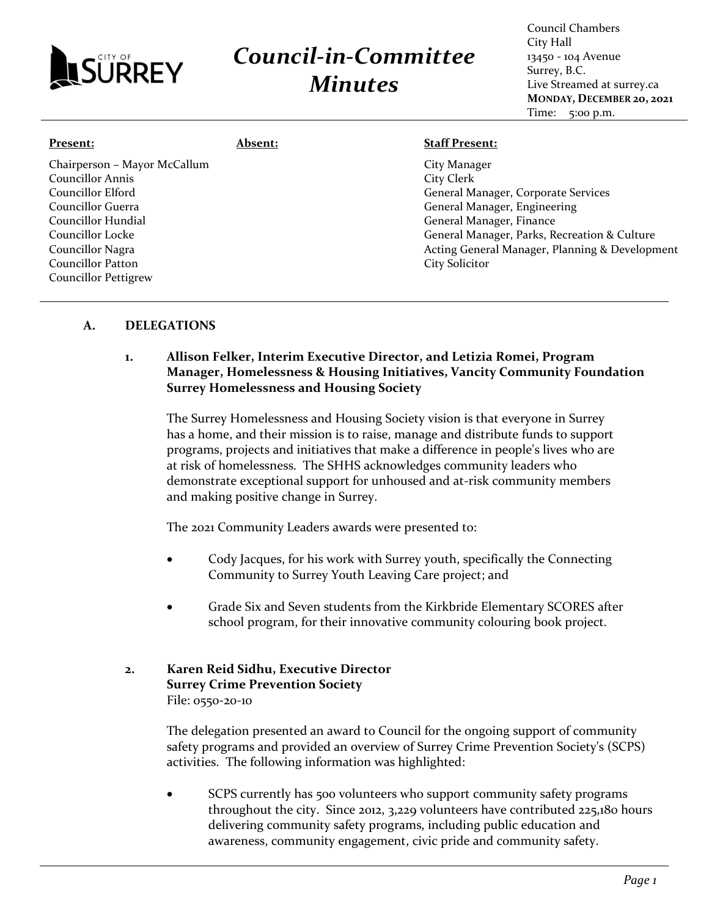CITY OF SURREY

# Council-in-Committee Minutes

Council Chambers
City Hall
13450 - 104 Avenue
Surrey, B.C.
Live Streamed at surrey.ca
**MONDAY, DECEMBER 20, 2021**
Time: 5:00 p.m.

| **Present:** | **Absent:** | **Staff Present:** |
|---|---|---|
| Chairperson – Mayor McCallum | | City Manager |
| Councillor Annis | | City Clerk |
| Councillor Elford | | General Manager, Corporate Services |
| Councillor Guerra | | General Manager, Engineering |
| Councillor Hundial | | General Manager, Finance |
| Councillor Locke | | General Manager, Parks, Recreation & Culture |
| Councillor Nagra | | Acting General Manager, Planning & Development |
| Councillor Patton | | City Solicitor |
| Councillor Pettigrew | | |

## A. DELEGATIONS

### 1. Allison Felker, Interim Executive Director, and Letizia Romei, Program Manager, Homelessness & Housing Initiatives, Vancity Community Foundation Surrey Homelessness and Housing Society

The Surrey Homelessness and Housing Society vision is that everyone in Surrey has a home, and their mission is to raise, manage and distribute funds to support programs, projects and initiatives that make a difference in people's lives who are at risk of homelessness. The SHHS acknowledges community leaders who demonstrate exceptional support for unhoused and at-risk community members and making positive change in Surrey.

The 2021 Community Leaders awards were presented to:

- Cody Jacques, for his work with Surrey youth, specifically the Connecting Community to Surrey Youth Leaving Care project; and
- Grade Six and Seven students from the Kirkbride Elementary SCORES after school program, for their innovative community colouring book project.

### 2. Karen Reid Sidhu, Executive Director Surrey Crime Prevention Society

File: 0550-20-10

The delegation presented an award to Council for the ongoing support of community safety programs and provided an overview of Surrey Crime Prevention Society's (SCPS) activities. The following information was highlighted:

- SCPS currently has 500 volunteers who support community safety programs throughout the city. Since 2012, 3,229 volunteers have contributed 225,180 hours delivering community safety programs, including public education and awareness, community engagement, civic pride and community safety.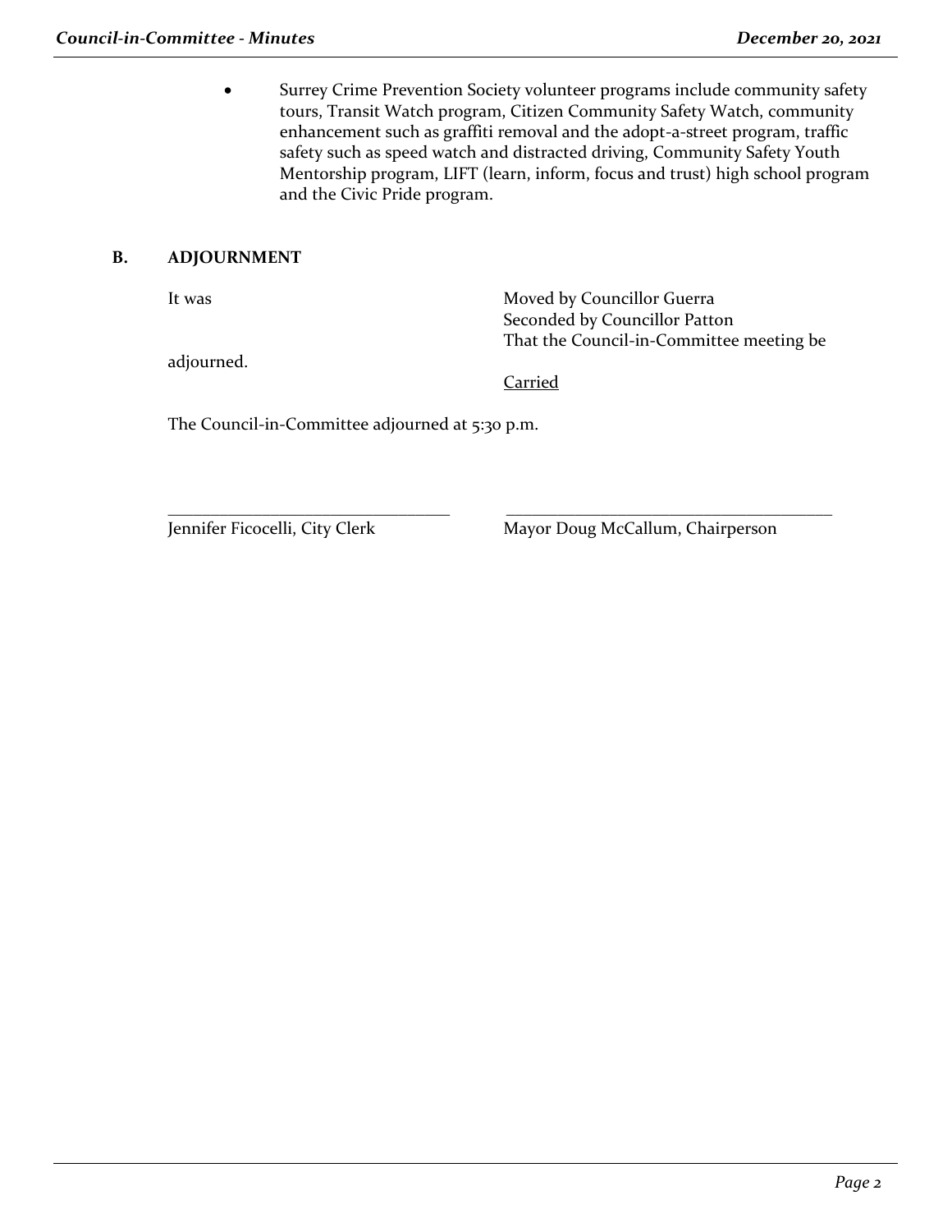- Surrey Crime Prevention Society volunteer programs include community safety tours, Transit Watch program, Citizen Community Safety Watch, community enhancement such as graffiti removal and the adopt-a-street program, traffic safety such as speed watch and distracted driving, Community Safety Youth Mentorship program, LIFT (learn, inform, focus and trust) high school program and the Civic Pride program.

## B. ADJOURNMENT

It was Moved by Councillor Guerra
Seconded by Councillor Patton
That the Council-in-Committee meeting be adjourned.

Carried

The Council-in-Committee adjourned at 5:30 p.m.

\_\_\_\_\_\_\_\_\_\_\_\_\_\_\_\_\_\_\_\_\_\_\_\_\_\_\_\_\_\_\_\_
Jennifer Ficocelli, City Clerk

\_\_\_\_\_\_\_\_\_\_\_\_\_\_\_\_\_\_\_\_\_\_\_\_\_\_\_\_\_\_\_\_
Mayor Doug McCallum, Chairperson